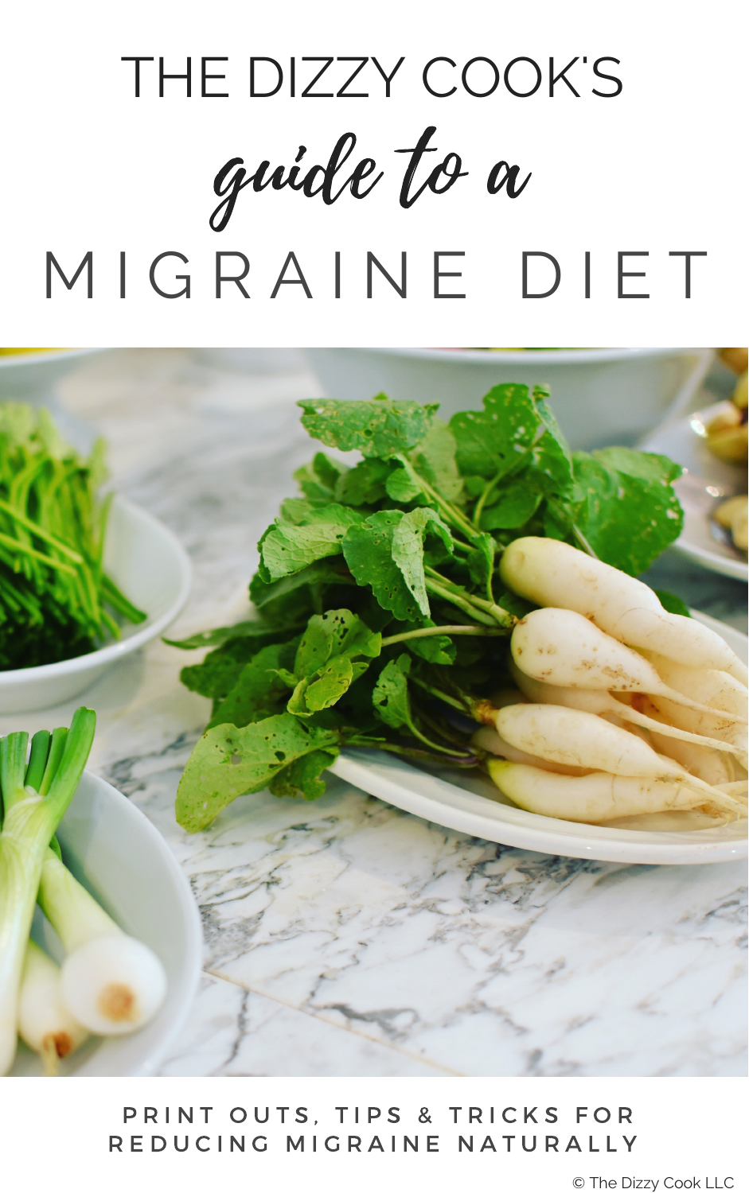# THE DIZZY COOK'S *guide to a* MIGRAINE DIET

PRINT OUTS, TIPS & TRICKS FOR REDUCING MIGRAINE NATURALLY

© The Dizzy Cook LLC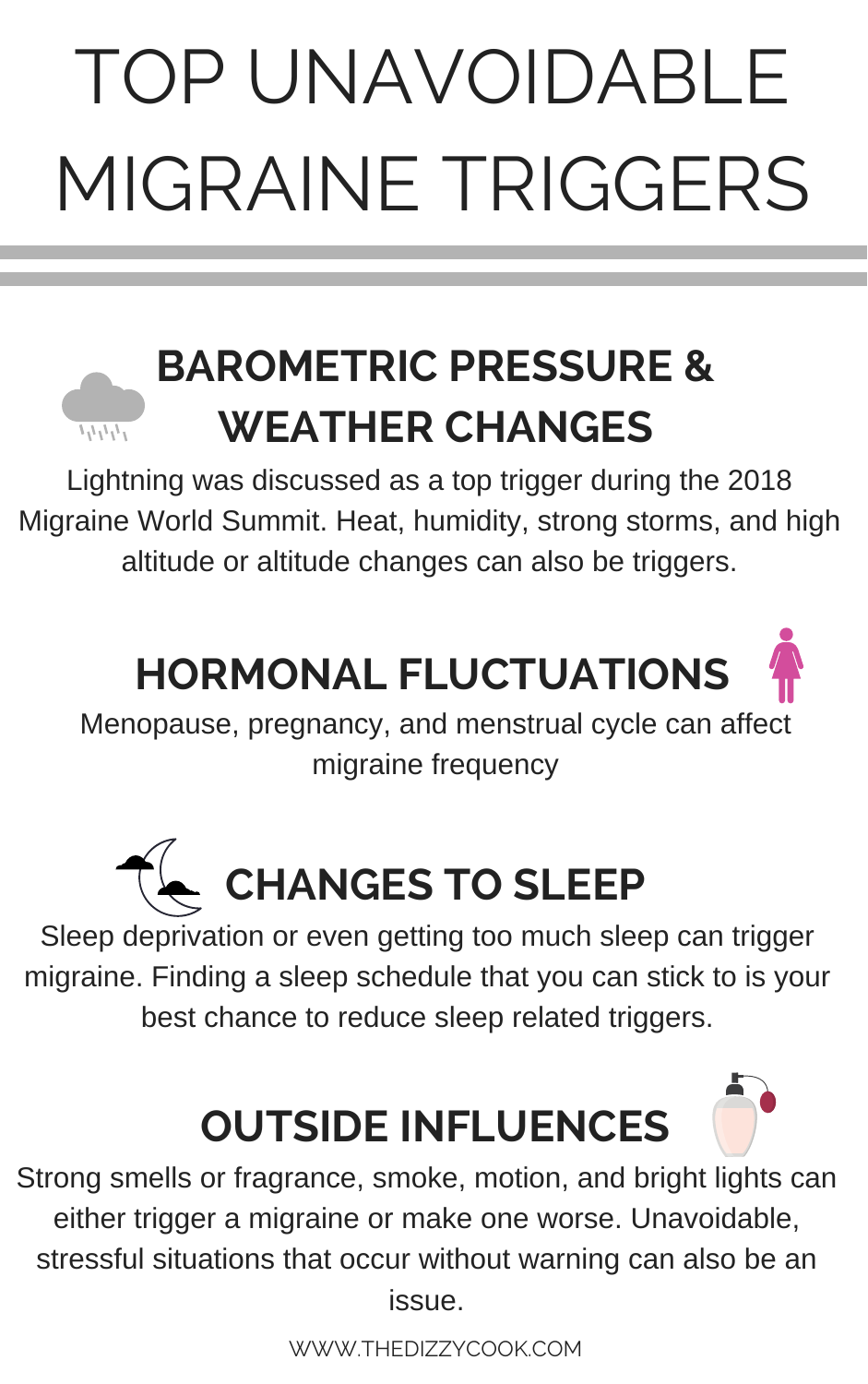# TOP UNAVOIDABLE MIGRAINE TRIGGERS

## BAROMETRIC PRESSURE & WEATHER CHANGES

Lightning was discussed as a top trigger during the 2018 Migraine World Summit. Heat, humidity, strong storms, and high altitude or altitude changes can also be triggers.

## HORMONAL FLUCTUATIONS

Menopause, pregnancy, and menstrual cycle can affect migraine frequency

## CHANGES TO SLEEP

Sleep deprivation or even getting too much sleep can trigger migraine. Finding a sleep schedule that you can stick to is your best chance to reduce sleep related triggers.

## OUTSIDE INFLUENCES

Strong smells or fragrance, smoke, motion, and bright lights can either trigger a migraine or make one worse. Unavoidable, stressful situations that occur without warning can also be an issue.

WWW.THEDIZZYCOOK.COM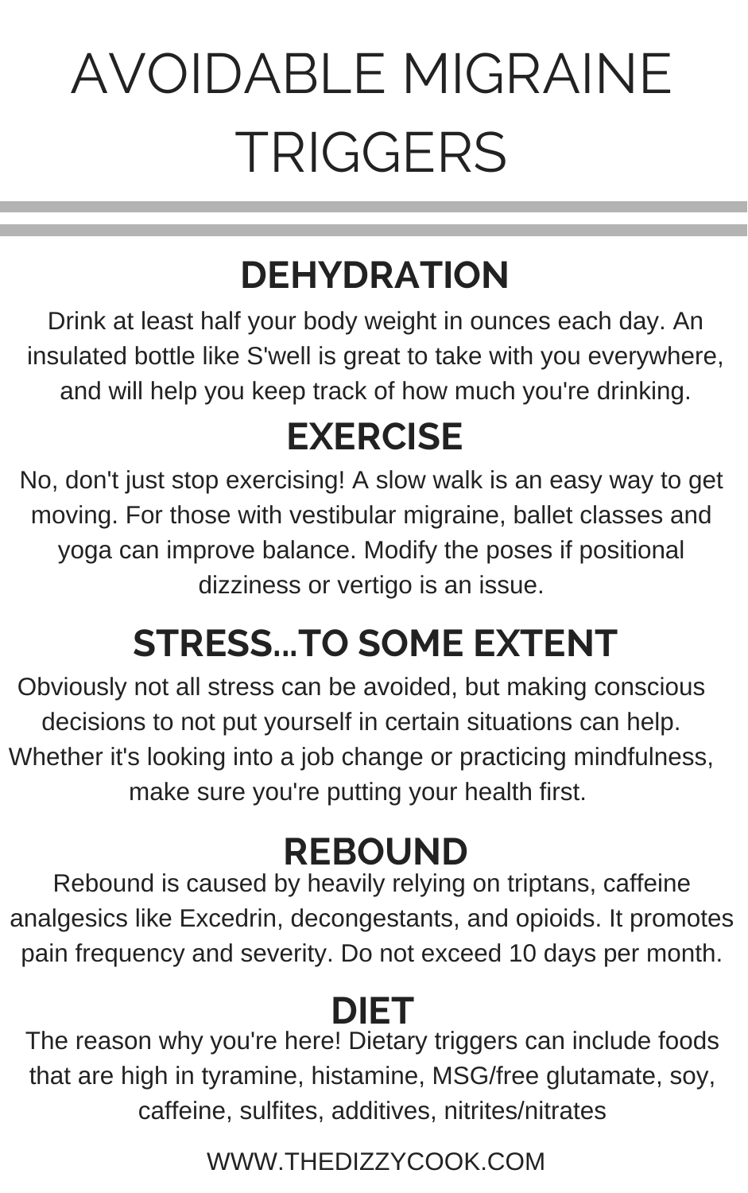# AVOIDABLE MIGRAINE TRIGGERS

## DEHYDRATION

Drink at least half your body weight in ounces each day. An insulated bottle like S'well is great to take with you everywhere, and will help you keep track of how much you're drinking.

## EXERCISE

No, don't just stop exercising! A slow walk is an easy way to get moving. For those with vestibular migraine, ballet classes and yoga can improve balance. Modify the poses if positional dizziness or vertigo is an issue.

## STRESS...TO SOME EXTENT

Obviously not all stress can be avoided, but making conscious decisions to not put yourself in certain situations can help. Whether it's looking into a job change or practicing mindfulness, make sure you're putting your health first.

## REBOUND

Rebound is caused by heavily relying on triptans, caffeine analgesics like Excedrin, decongestants, and opioids. It promotes pain frequency and severity. Do not exceed 10 days per month.

## DIET

The reason why you're here! Dietary triggers can include foods that are high in tyramine, histamine, MSG/free glutamate, soy, caffeine, sulfites, additives, nitrites/nitrates

WWW.THEDIZZYCOOK.COM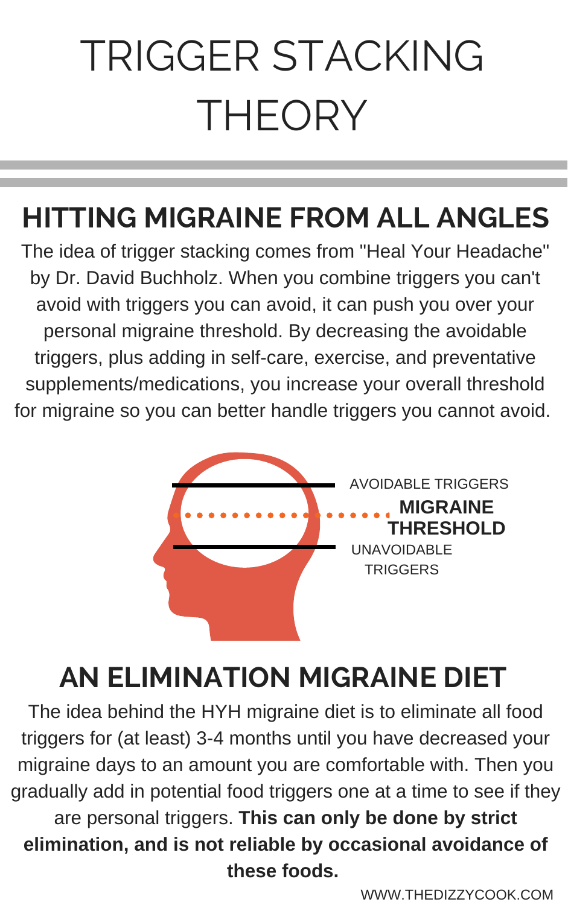# TRIGGER STACKING THEORY

## HITTING MIGRAINE FROM ALL ANGLES

The idea of trigger stacking comes from "Heal Your Headache" by Dr. David Buchholz. When you combine triggers you can't avoid with triggers you can avoid, it can push you over your personal migraine threshold. By decreasing the avoidable triggers, plus adding in self-care, exercise, and preventative supplements/medications, you increase your overall threshold for migraine so you can better handle triggers you cannot avoid.

AVOIDABLE TRIGGERS

**MIGRAINE THRESHOLD**

UNAVOIDABLE TRIGGERS

## AN ELIMINATION MIGRAINE DIET

The idea behind the HYH migraine diet is to eliminate all food triggers for (at least) 3-4 months until you have decreased your migraine days to an amount you are comfortable with. Then you gradually add in potential food triggers one at a time to see if they are personal triggers. **This can only be done by strict elimination, and is not reliable by occasional avoidance of these foods.**

WWW.THEDIZZYCOOK.COM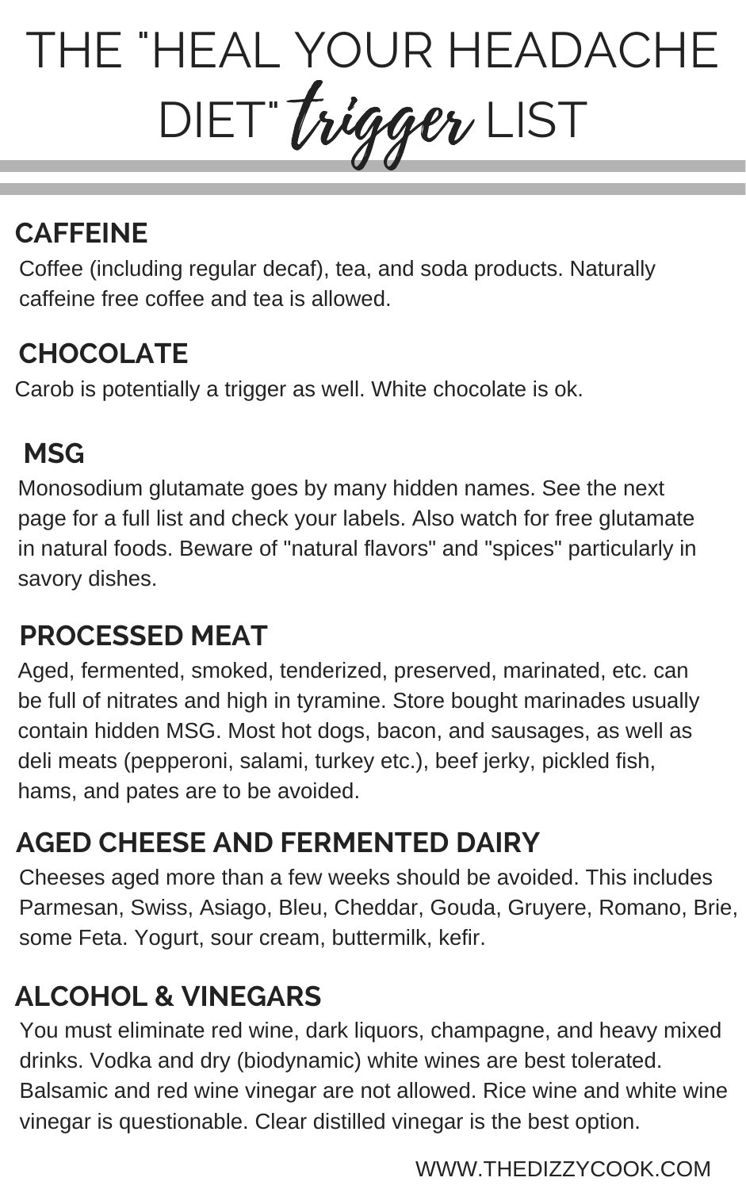# THE "HEAL YOUR HEADACHE DIET" *trigger* LIST

## CAFFEINE

Coffee (including regular decaf), tea, and soda products. Naturally caffeine free coffee and tea is allowed.

## CHOCOLATE

Carob is potentially a trigger as well. White chocolate is ok.

## MSG

Monosodium glutamate goes by many hidden names. See the next page for a full list and check your labels. Also watch for free glutamate in natural foods. Beware of "natural flavors" and "spices" particularly in savory dishes.

## PROCESSED MEAT

Aged, fermented, smoked, tenderized, preserved, marinated, etc. can be full of nitrates and high in tyramine. Store bought marinades usually contain hidden MSG. Most hot dogs, bacon, and sausages, as well as deli meats (pepperoni, salami, turkey etc.), beef jerky, pickled fish, hams, and pates are to be avoided.

## AGED CHEESE AND FERMENTED DAIRY

Cheeses aged more than a few weeks should be avoided. This includes Parmesan, Swiss, Asiago, Bleu, Cheddar, Gouda, Gruyere, Romano, Brie, some Feta. Yogurt, sour cream, buttermilk, kefir.

## ALCOHOL & VINEGARS

You must eliminate red wine, dark liquors, champagne, and heavy mixed drinks. Vodka and dry (biodynamic) white wines are best tolerated. Balsamic and red wine vinegar are not allowed. Rice wine and white wine vinegar is questionable. Clear distilled vinegar is the best option.

WWW.THEDIZZYCOOK.COM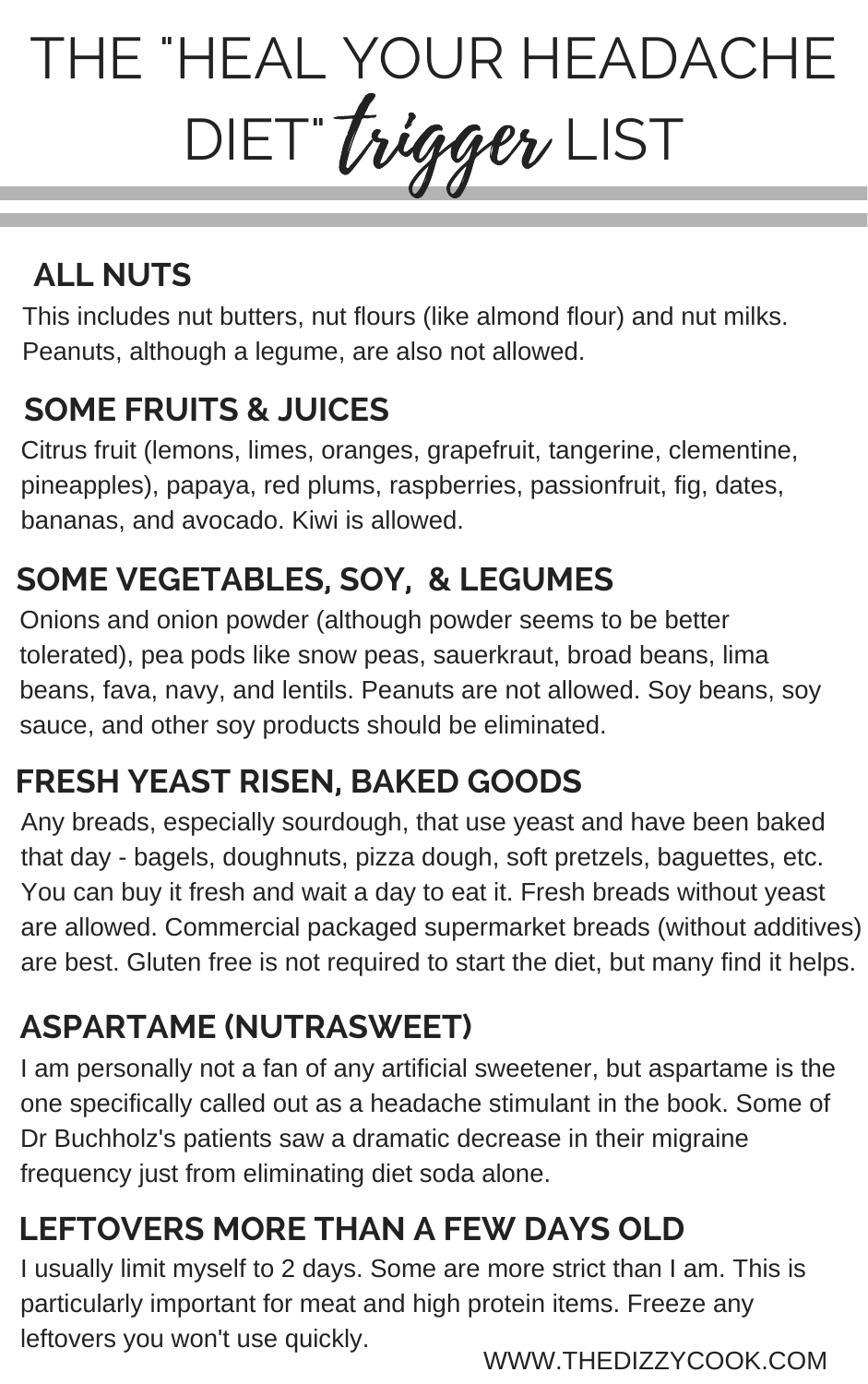# THE "HEAL YOUR HEADACHE DIET" *trigger* LIST

## ALL NUTS

This includes nut butters, nut flours (like almond flour) and nut milks. Peanuts, although a legume, are also not allowed.

## SOME FRUITS & JUICES

Citrus fruit (lemons, limes, oranges, grapefruit, tangerine, clementine, pineapples), papaya, red plums, raspberries, passionfruit, fig, dates, bananas, and avocado. Kiwi is allowed.

## SOME VEGETABLES, SOY, & LEGUMES

Onions and onion powder (although powder seems to be better tolerated), pea pods like snow peas, sauerkraut, broad beans, lima beans, fava, navy, and lentils. Peanuts are not allowed. Soy beans, soy sauce, and other soy products should be eliminated.

## FRESH YEAST RISEN, BAKED GOODS

Any breads, especially sourdough, that use yeast and have been baked that day - bagels, doughnuts, pizza dough, soft pretzels, baguettes, etc. You can buy it fresh and wait a day to eat it. Fresh breads without yeast are allowed. Commercial packaged supermarket breads (without additives) are best. Gluten free is not required to start the diet, but many find it helps.

## ASPARTAME (NUTRASWEET)

I am personally not a fan of any artificial sweetener, but aspartame is the one specifically called out as a headache stimulant in the book. Some of Dr Buchholz's patients saw a dramatic decrease in their migraine frequency just from eliminating diet soda alone.

## LEFTOVERS MORE THAN A FEW DAYS OLD

I usually limit myself to 2 days. Some are more strict than I am. This is particularly important for meat and high protein items. Freeze any leftovers you won't use quickly.

WWW.THEDIZZYCOOK.COM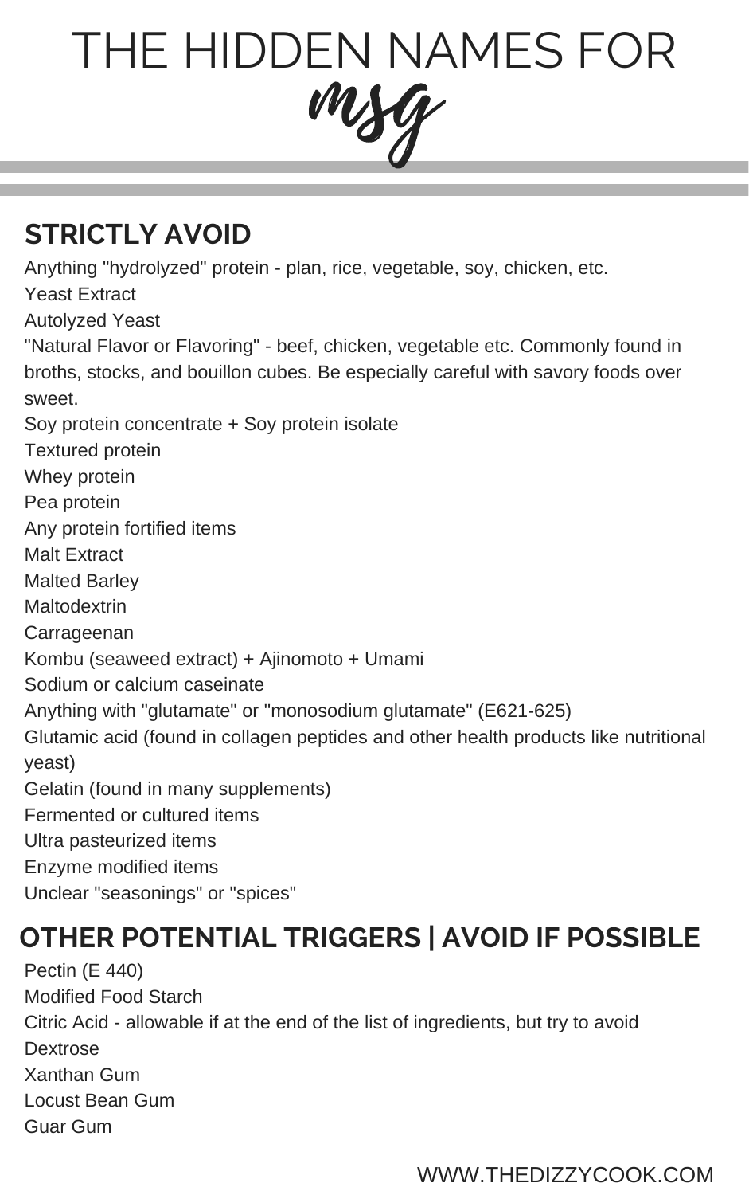# THE HIDDEN NAMES FOR *msg*

## STRICTLY AVOID

Anything "hydrolyzed" protein - plan, rice, vegetable, soy, chicken, etc.
Yeast Extract
Autolyzed Yeast
"Natural Flavor or Flavoring" - beef, chicken, vegetable etc. Commonly found in broths, stocks, and bouillon cubes. Be especially careful with savory foods over sweet.
Soy protein concentrate + Soy protein isolate
Textured protein
Whey protein
Pea protein
Any protein fortified items
Malt Extract
Malted Barley
Maltodextrin
Carrageenan
Kombu (seaweed extract) + Ajinomoto + Umami
Sodium or calcium caseinate
Anything with "glutamate" or "monosodium glutamate" (E621-625)
Glutamic acid (found in collagen peptides and other health products like nutritional yeast)
Gelatin (found in many supplements)
Fermented or cultured items
Ultra pasteurized items
Enzyme modified items
Unclear "seasonings" or "spices"

## OTHER POTENTIAL TRIGGERS | AVOID IF POSSIBLE

Pectin (E 440)
Modified Food Starch
Citric Acid - allowable if at the end of the list of ingredients, but try to avoid
Dextrose
Xanthan Gum
Locust Bean Gum
Guar Gum

WWW.THEDIZZYCOOK.COM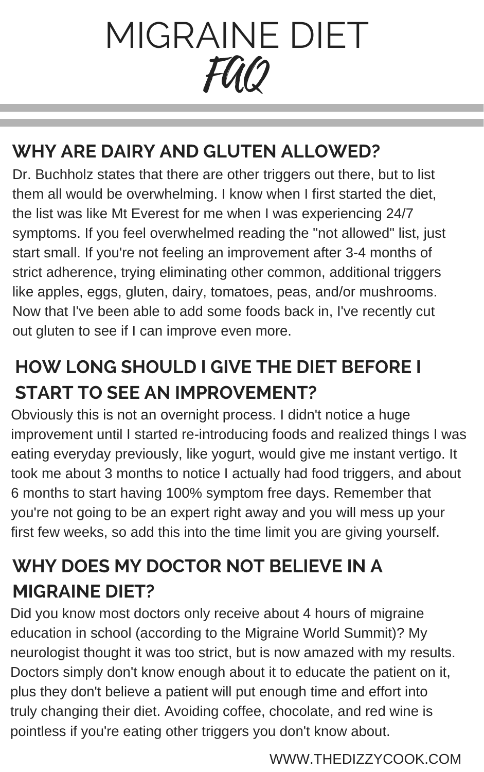# MIGRAINE DIET *FAQ*

## WHY ARE DAIRY AND GLUTEN ALLOWED?

Dr. Buchholz states that there are other triggers out there, but to list them all would be overwhelming. I know when I first started the diet, the list was like Mt Everest for me when I was experiencing 24/7 symptoms. If you feel overwhelmed reading the "not allowed" list, just start small. If you're not feeling an improvement after 3-4 months of strict adherence, trying eliminating other common, additional triggers like apples, eggs, gluten, dairy, tomatoes, peas, and/or mushrooms. Now that I've been able to add some foods back in, I've recently cut out gluten to see if I can improve even more.

## HOW LONG SHOULD I GIVE THE DIET BEFORE I START TO SEE AN IMPROVEMENT?

Obviously this is not an overnight process. I didn't notice a huge improvement until I started re-introducing foods and realized things I was eating everyday previously, like yogurt, would give me instant vertigo. It took me about 3 months to notice I actually had food triggers, and about 6 months to start having 100% symptom free days. Remember that you're not going to be an expert right away and you will mess up your first few weeks, so add this into the time limit you are giving yourself.

## WHY DOES MY DOCTOR NOT BELIEVE IN A MIGRAINE DIET?

Did you know most doctors only receive about 4 hours of migraine education in school (according to the Migraine World Summit)? My neurologist thought it was too strict, but is now amazed with my results. Doctors simply don't know enough about it to educate the patient on it, plus they don't believe a patient will put enough time and effort into truly changing their diet. Avoiding coffee, chocolate, and red wine is pointless if you're eating other triggers you don't know about.

WWW.THEDIZZYCOOK.COM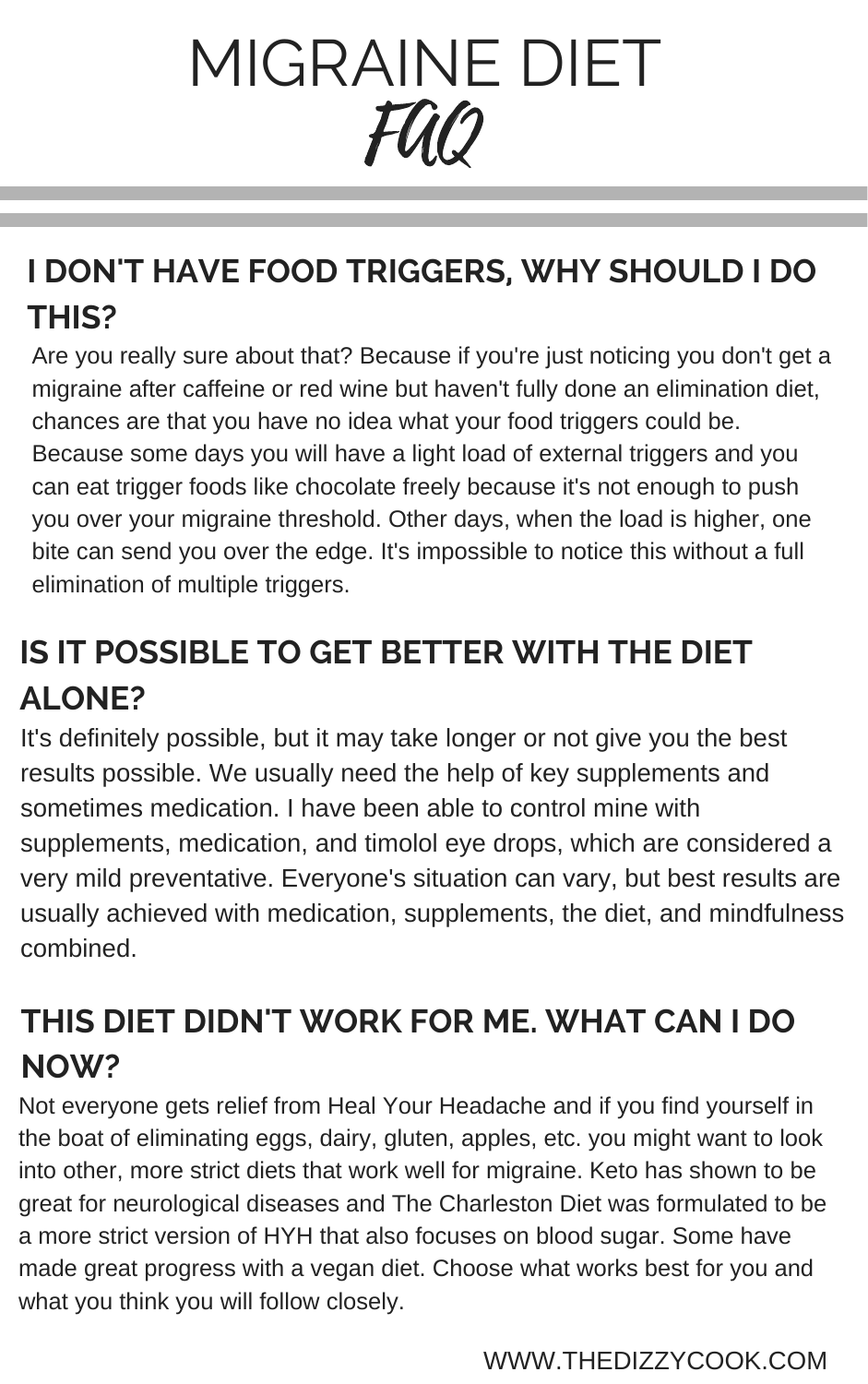# MIGRAINE DIET
## *FAQ*

## I DON'T HAVE FOOD TRIGGERS, WHY SHOULD I DO THIS?

Are you really sure about that? Because if you're just noticing you don't get a migraine after caffeine or red wine but haven't fully done an elimination diet, chances are that you have no idea what your food triggers could be. Because some days you will have a light load of external triggers and you can eat trigger foods like chocolate freely because it's not enough to push you over your migraine threshold. Other days, when the load is higher, one bite can send you over the edge. It's impossible to notice this without a full elimination of multiple triggers.

## IS IT POSSIBLE TO GET BETTER WITH THE DIET ALONE?

It's definitely possible, but it may take longer or not give you the best results possible. We usually need the help of key supplements and sometimes medication. I have been able to control mine with supplements, medication, and timolol eye drops, which are considered a very mild preventative. Everyone's situation can vary, but best results are usually achieved with medication, supplements, the diet, and mindfulness combined.

## THIS DIET DIDN'T WORK FOR ME. WHAT CAN I DO NOW?

Not everyone gets relief from Heal Your Headache and if you find yourself in the boat of eliminating eggs, dairy, gluten, apples, etc. you might want to look into other, more strict diets that work well for migraine. Keto has shown to be great for neurological diseases and The Charleston Diet was formulated to be a more strict version of HYH that also focuses on blood sugar. Some have made great progress with a vegan diet. Choose what works best for you and what you think you will follow closely.

WWW.THEDIZZYCOOK.COM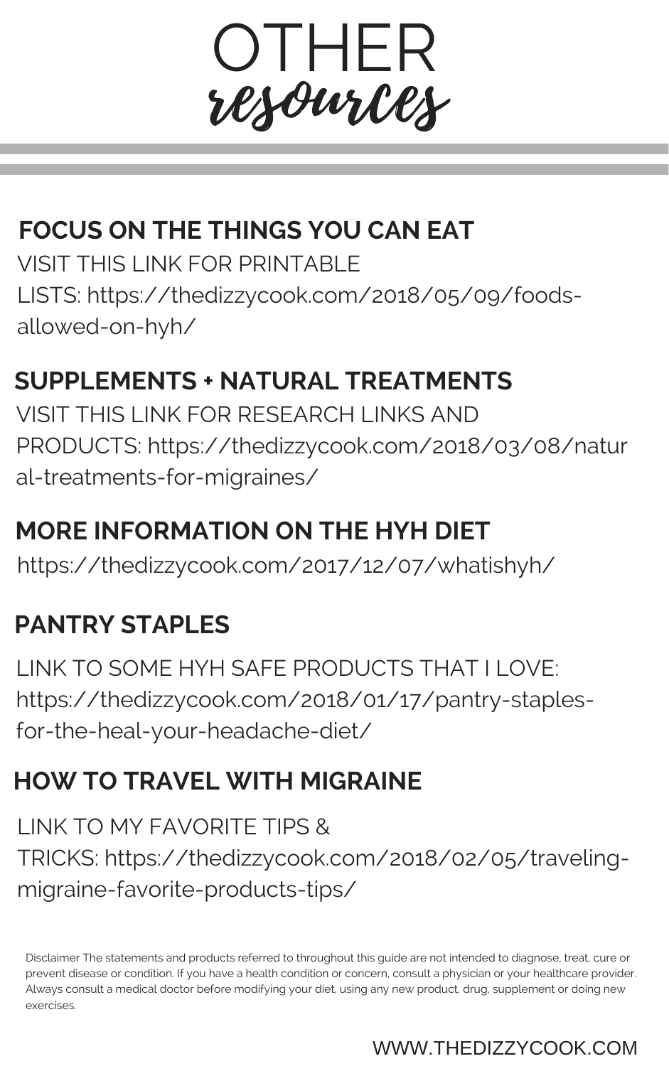# OTHER *resources*

## FOCUS ON THE THINGS YOU CAN EAT

VISIT THIS LINK FOR PRINTABLE LISTS: https://thedizzycook.com/2018/05/09/foods-allowed-on-hyh/

## SUPPLEMENTS + NATURAL TREATMENTS

VISIT THIS LINK FOR RESEARCH LINKS AND PRODUCTS: https://thedizzycook.com/2018/03/08/natural-treatments-for-migraines/

## MORE INFORMATION ON THE HYH DIET

https://thedizzycook.com/2017/12/07/whatishyh/

## PANTRY STAPLES

LINK TO SOME HYH SAFE PRODUCTS THAT I LOVE: https://thedizzycook.com/2018/01/17/pantry-staples-for-the-heal-your-headache-diet/

## HOW TO TRAVEL WITH MIGRAINE

LINK TO MY FAVORITE TIPS & TRICKS: https://thedizzycook.com/2018/02/05/traveling-migraine-favorite-products-tips/

Disclaimer The statements and products referred to throughout this guide are not intended to diagnose, treat, cure or prevent disease or condition. If you have a health condition or concern, consult a physician or your healthcare provider. Always consult a medical doctor before modifying your diet, using any new product, drug, supplement or doing new exercises.

WWW.THEDIZZYCOOK.COM